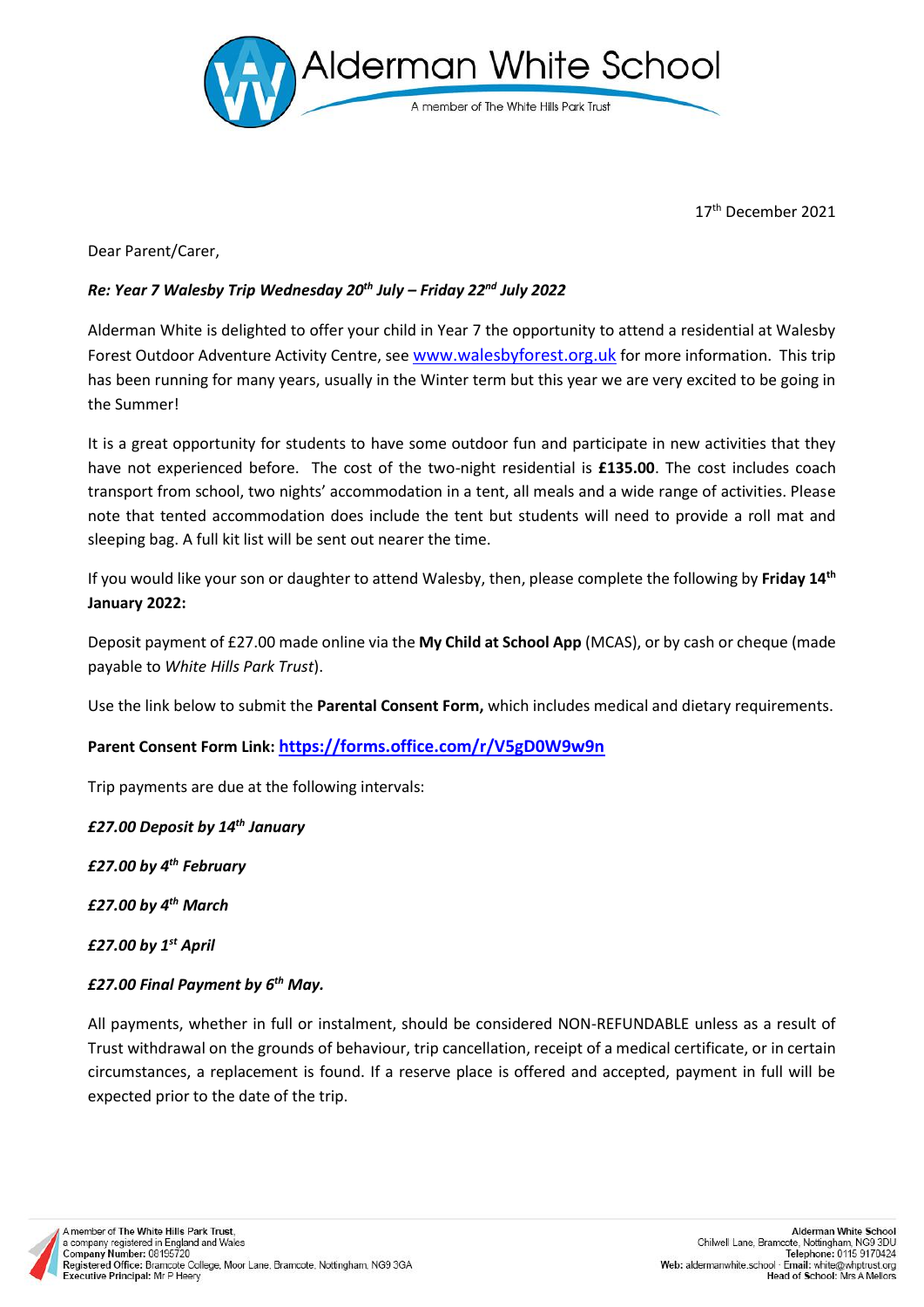# Alderman White School

A member of The White Hills Park Trust

17th December 2021

Dear Parent/Carer,

***Re: Year 7 Walesby Trip Wednesday 20th July – Friday 22nd July 2022***

Alderman White is delighted to offer your child in Year 7 the opportunity to attend a residential at Walesby Forest Outdoor Adventure Activity Centre, see www.walesbyforest.org.uk for more information. This trip has been running for many years, usually in the Winter term but this year we are very excited to be going in the Summer!

It is a great opportunity for students to have some outdoor fun and participate in new activities that they have not experienced before. The cost of the two-night residential is **£135.00**. The cost includes coach transport from school, two nights' accommodation in a tent, all meals and a wide range of activities. Please note that tented accommodation does include the tent but students will need to provide a roll mat and sleeping bag. A full kit list will be sent out nearer the time.

If you would like your son or daughter to attend Walesby, then, please complete the following by **Friday 14th January 2022:**

Deposit payment of £27.00 made online via the **My Child at School App** (MCAS), or by cash or cheque (made payable to *White Hills Park Trust*).

Use the link below to submit the **Parental Consent Form,** which includes medical and dietary requirements.

**Parent Consent Form Link: https://forms.office.com/r/V5gD0W9w9n**

Trip payments are due at the following intervals:

***£27.00 Deposit by 14th January***

***£27.00 by 4th February***

***£27.00 by 4th March***

***£27.00 by 1st April***

***£27.00 Final Payment by 6th May.***

All payments, whether in full or instalment, should be considered NON-REFUNDABLE unless as a result of Trust withdrawal on the grounds of behaviour, trip cancellation, receipt of a medical certificate, or in certain circumstances, a replacement is found. If a reserve place is offered and accepted, payment in full will be expected prior to the date of the trip.

A member of **The White Hills Park Trust**,
a company registered in England and Wales
**Company Number:** 08195720
**Registered Office:** Bramcote College, Moor Lane, Bramcote, Nottingham, NG9 3GA
**Executive Principal:** Mr P Heery

**Alderman White School**
Chilwell Lane, Bramcote, Nottingham, NG9 3DU
**Telephone:** 0115 9170424
**Web:** aldermanwhite.school · **Email:** white@whptrust.org
**Head of School:** Mrs A Mellors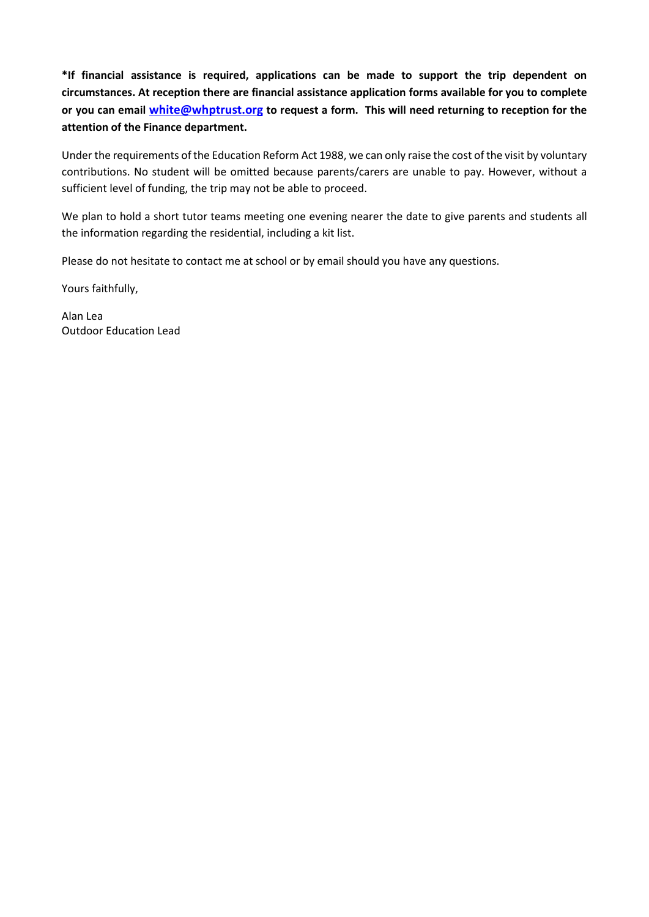**\*If financial assistance is required, applications can be made to support the trip dependent on circumstances. At reception there are financial assistance application forms available for you to complete or you can email [white@whptrust.org](mailto:white@whptrust.org) to request a form. This will need returning to reception for the attention of the Finance department.**

Under the requirements of the Education Reform Act 1988, we can only raise the cost of the visit by voluntary contributions. No student will be omitted because parents/carers are unable to pay. However, without a sufficient level of funding, the trip may not be able to proceed.

We plan to hold a short tutor teams meeting one evening nearer the date to give parents and students all the information regarding the residential, including a kit list.

Please do not hesitate to contact me at school or by email should you have any questions.

Yours faithfully,

Alan Lea
Outdoor Education Lead